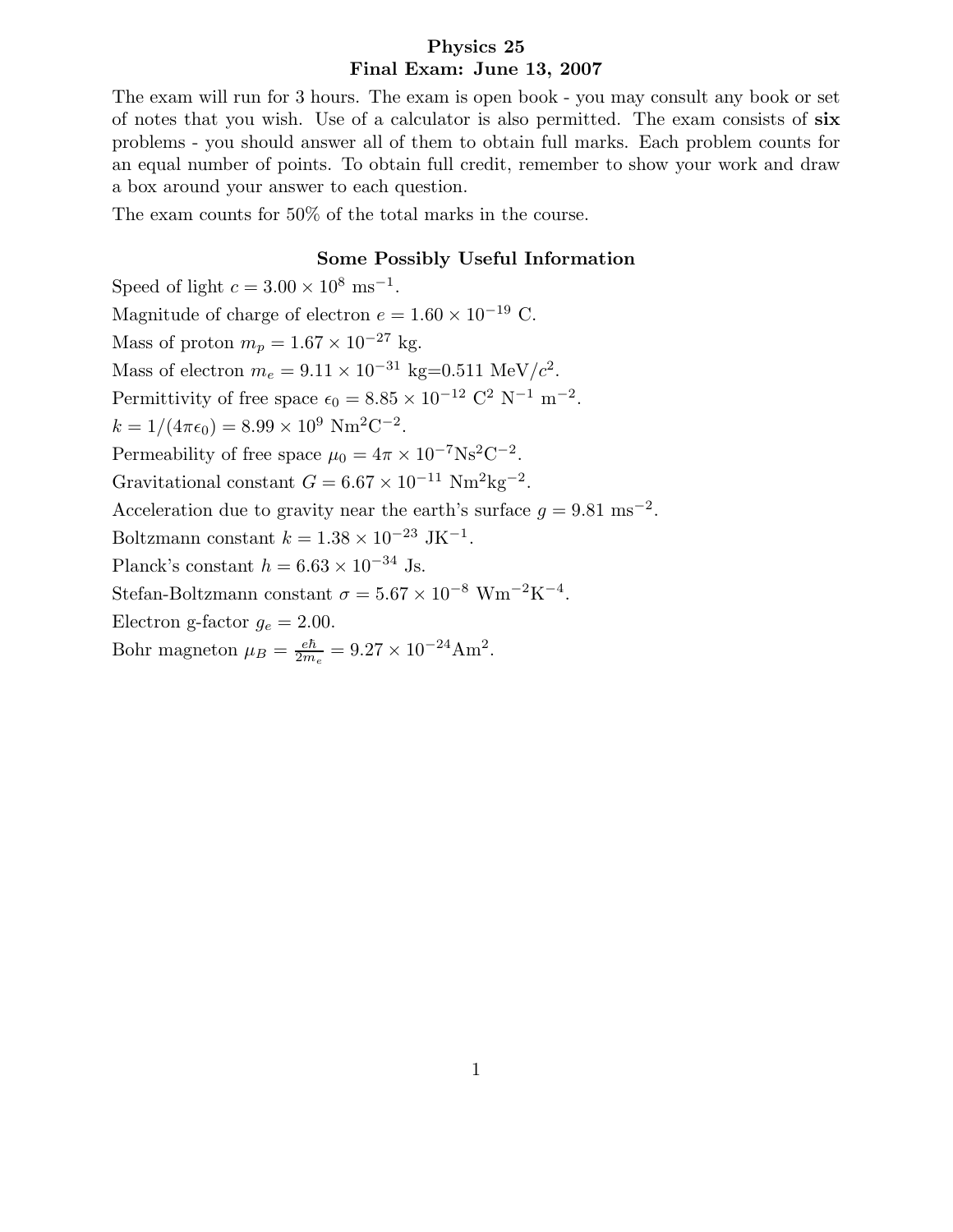# Physics 25

## Final Exam: June 13, 2007

The exam will run for 3 hours. The exam is open book - you may consult any book or set of notes that you wish. Use of a calculator is also permitted. The exam consists of **six** problems - you should answer all of them to obtain full marks. Each problem counts for an equal number of points. To obtain full credit, remember to show your work and draw a box around your answer to each question.

The exam counts for 50% of the total marks in the course.

### Some Possibly Useful Information

Speed of light $c = 3.00 \times 10^8$ ms$^{-1}$.

Magnitude of charge of electron $e = 1.60 \times 10^{-19}$ C.

Mass of proton $m_p = 1.67 \times 10^{-27}$ kg.

Mass of electron $m_e = 9.11 \times 10^{-31}$ kg$=0.511$ MeV$/c^2$.

Permittivity of free space $\epsilon_0 = 8.85 \times 10^{-12}$ C$^2$ N$^{-1}$ m$^{-2}$.

$k = 1/(4\pi\epsilon_0) = 8.99 \times 10^9$ Nm$^2$C$^{-2}$.

Permeability of free space $\mu_0 = 4\pi \times 10^{-7}$Ns$^2$C$^{-2}$.

Gravitational constant $G = 6.67 \times 10^{-11}$ Nm$^2$kg$^{-2}$.

Acceleration due to gravity near the earth's surface $g = 9.81$ ms$^{-2}$.

Boltzmann constant $k = 1.38 \times 10^{-23}$ JK$^{-1}$.

Planck's constant $h = 6.63 \times 10^{-34}$ Js.

Stefan-Boltzmann constant $\sigma = 5.67 \times 10^{-8}$ Wm$^{-2}$K$^{-4}$.

Electron g-factor $g_e = 2.00$.

Bohr magneton $\mu_B = \frac{e\hbar}{2m_e} = 9.27 \times 10^{-24}$Am$^2$.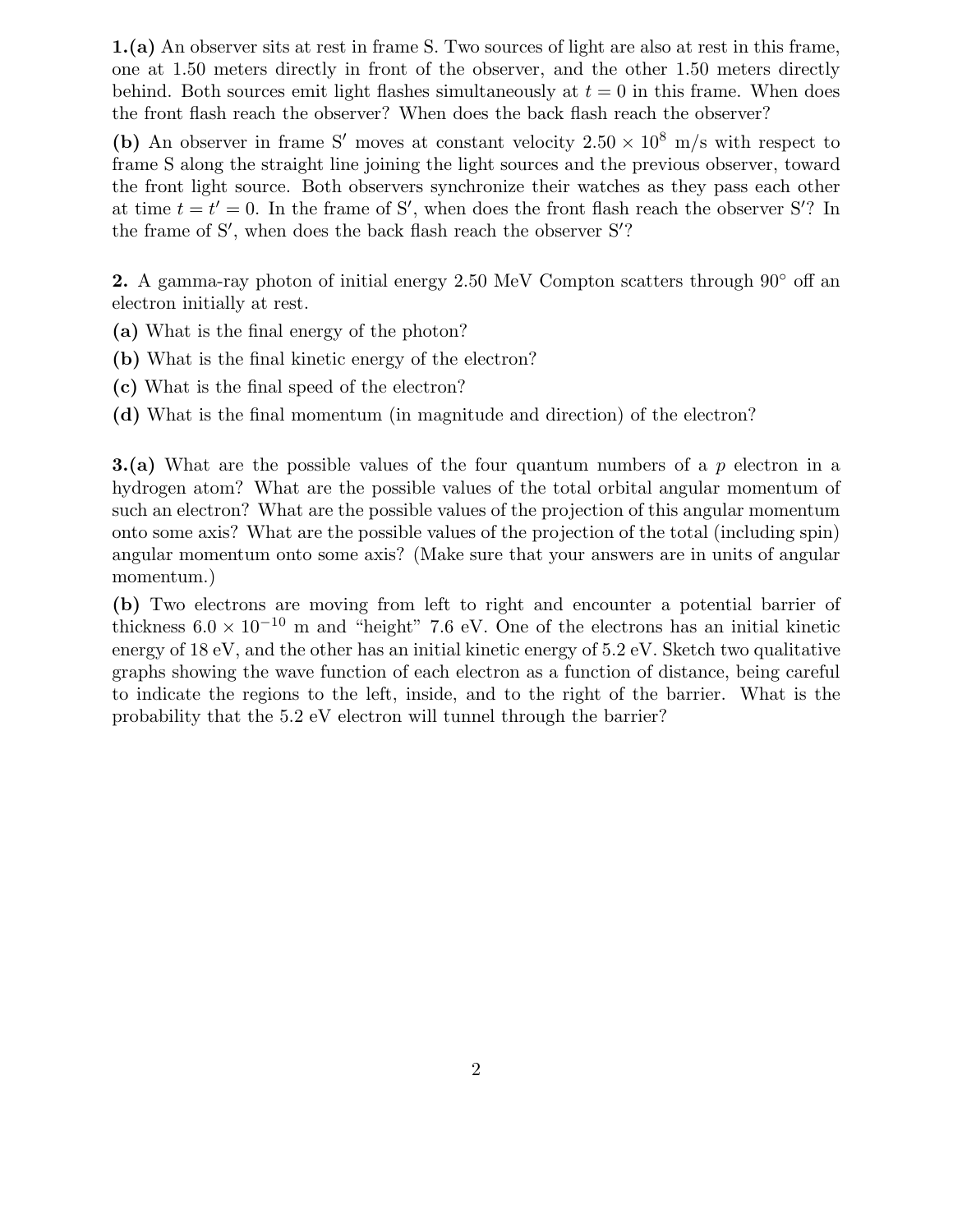**1.(a)** An observer sits at rest in frame S. Two sources of light are also at rest in this frame, one at 1.50 meters directly in front of the observer, and the other 1.50 meters directly behind. Both sources emit light flashes simultaneously at $t = 0$ in this frame. When does the front flash reach the observer? When does the back flash reach the observer?

**(b)** An observer in frame S′ moves at constant velocity $2.50 \times 10^8$ m/s with respect to frame S along the straight line joining the light sources and the previous observer, toward the front light source. Both observers synchronize their watches as they pass each other at time $t = t' = 0$. In the frame of S′, when does the front flash reach the observer S′? In the frame of S′, when does the back flash reach the observer S′?

**2.** A gamma-ray photon of initial energy 2.50 MeV Compton scatters through 90° off an electron initially at rest.

**(a)** What is the final energy of the photon?

**(b)** What is the final kinetic energy of the electron?

**(c)** What is the final speed of the electron?

**(d)** What is the final momentum (in magnitude and direction) of the electron?

**3.(a)** What are the possible values of the four quantum numbers of a $p$ electron in a hydrogen atom? What are the possible values of the total orbital angular momentum of such an electron? What are the possible values of the projection of this angular momentum onto some axis? What are the possible values of the projection of the total (including spin) angular momentum onto some axis? (Make sure that your answers are in units of angular momentum.)

**(b)** Two electrons are moving from left to right and encounter a potential barrier of thickness $6.0 \times 10^{-10}$ m and "height" 7.6 eV. One of the electrons has an initial kinetic energy of 18 eV, and the other has an initial kinetic energy of 5.2 eV. Sketch two qualitative graphs showing the wave function of each electron as a function of distance, being careful to indicate the regions to the left, inside, and to the right of the barrier. What is the probability that the 5.2 eV electron will tunnel through the barrier?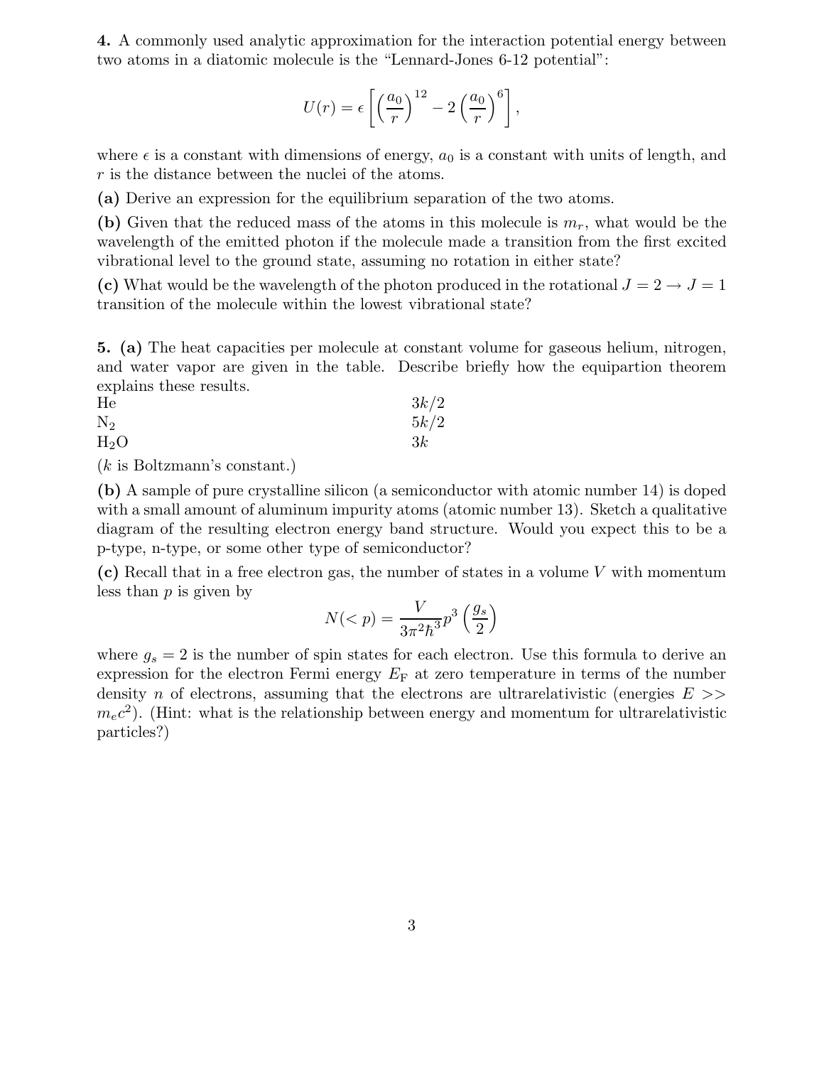**4.** A commonly used analytic approximation for the interaction potential energy between two atoms in a diatomic molecule is the "Lennard-Jones 6-12 potential":

$$U(r) = \epsilon \left[ \left( \frac{a_0}{r} \right)^{12} - 2 \left( \frac{a_0}{r} \right)^{6} \right],$$

where $\epsilon$ is a constant with dimensions of energy, $a_0$ is a constant with units of length, and $r$ is the distance between the nuclei of the atoms.

**(a)** Derive an expression for the equilibrium separation of the two atoms.

**(b)** Given that the reduced mass of the atoms in this molecule is $m_r$, what would be the wavelength of the emitted photon if the molecule made a transition from the first excited vibrational level to the ground state, assuming no rotation in either state?

**(c)** What would be the wavelength of the photon produced in the rotational $J = 2 \rightarrow J = 1$ transition of the molecule within the lowest vibrational state?

**5. (a)** The heat capacities per molecule at constant volume for gaseous helium, nitrogen, and water vapor are given in the table. Describe briefly how the equipartion theorem explains these results.

| | |
|---|---|
| He | $3k/2$ |
| $N_2$ | $5k/2$ |
| $H_2O$ | $3k$ |

($k$ is Boltzmann's constant.)

**(b)** A sample of pure crystalline silicon (a semiconductor with atomic number 14) is doped with a small amount of aluminum impurity atoms (atomic number 13). Sketch a qualitative diagram of the resulting electron energy band structure. Would you expect this to be a p-type, n-type, or some other type of semiconductor?

**(c)** Recall that in a free electron gas, the number of states in a volume $V$ with momentum less than $p$ is given by

$$N(< p) = \frac{V}{3\pi^2 \hbar^3} p^3 \left( \frac{g_s}{2} \right)$$

where $g_s = 2$ is the number of spin states for each electron. Use this formula to derive an expression for the electron Fermi energy $E_{\mathrm{F}}$ at zero temperature in terms of the number density $n$ of electrons, assuming that the electrons are ultrarelativistic (energies $E >> m_e c^2$). (Hint: what is the relationship between energy and momentum for ultrarelativistic particles?)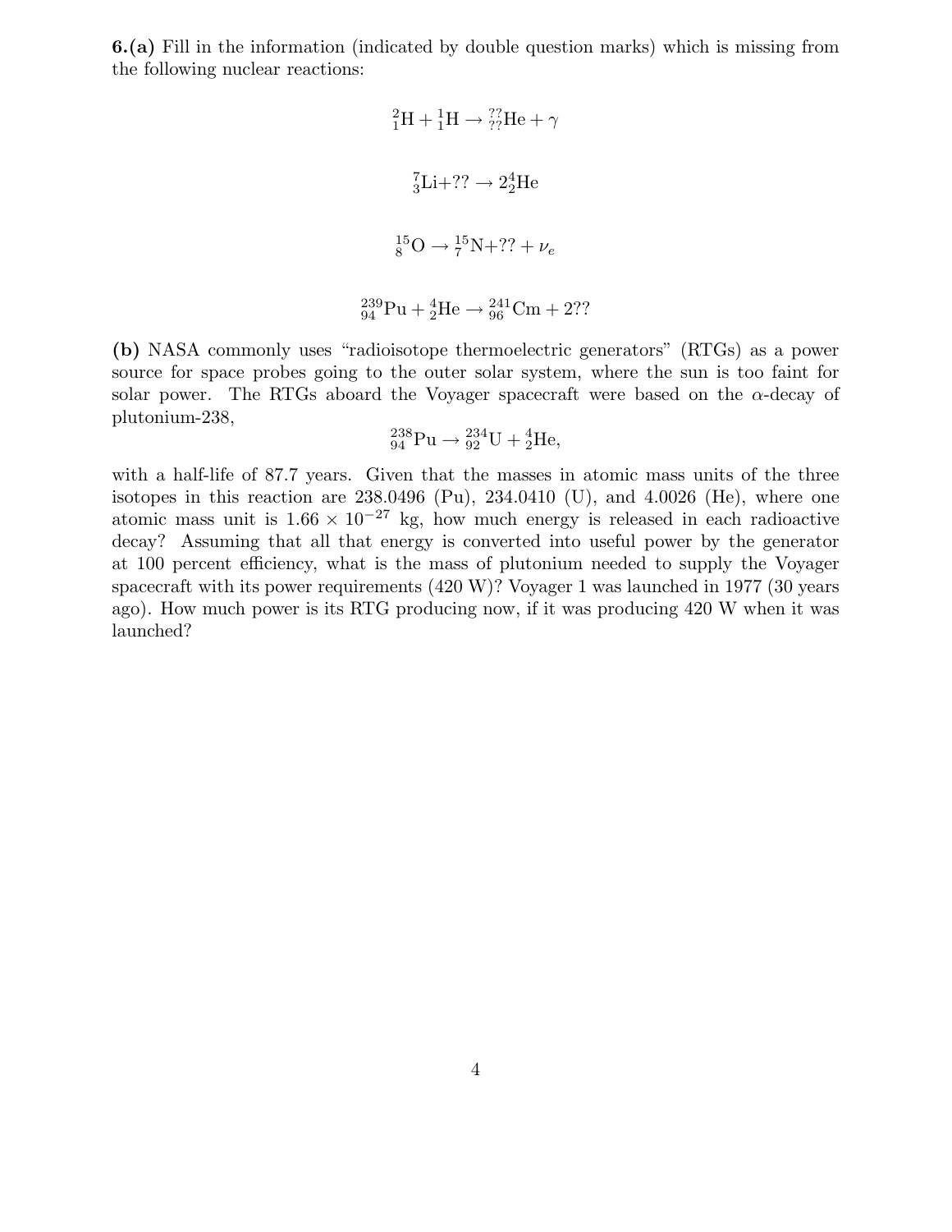**6.(a)** Fill in the information (indicated by double question marks) which is missing from the following nuclear reactions:

$$^{2}_{1}\mathrm{H} + ^{1}_{1}\mathrm{H} \rightarrow ^{??}_{??}\mathrm{He} + \gamma$$

$$^{7}_{3}\mathrm{Li} + ?? \rightarrow 2^{4}_{2}\mathrm{He}$$

$$^{15}_{8}\mathrm{O} \rightarrow ^{15}_{7}\mathrm{N} + ?? + \nu_e$$

$$^{239}_{94}\mathrm{Pu} + ^{4}_{2}\mathrm{He} \rightarrow ^{241}_{96}\mathrm{Cm} + 2??$$

**(b)** NASA commonly uses "radioisotope thermoelectric generators" (RTGs) as a power source for space probes going to the outer solar system, where the sun is too faint for solar power. The RTGs aboard the Voyager spacecraft were based on the $\alpha$-decay of plutonium-238,

$$^{238}_{94}\mathrm{Pu} \rightarrow ^{234}_{92}\mathrm{U} + ^{4}_{2}\mathrm{He},$$

with a half-life of 87.7 years. Given that the masses in atomic mass units of the three isotopes in this reaction are 238.0496 (Pu), 234.0410 (U), and 4.0026 (He), where one atomic mass unit is $1.66 \times 10^{-27}$ kg, how much energy is released in each radioactive decay? Assuming that all that energy is converted into useful power by the generator at 100 percent efficiency, what is the mass of plutonium needed to supply the Voyager spacecraft with its power requirements (420 W)? Voyager 1 was launched in 1977 (30 years ago). How much power is its RTG producing now, if it was producing 420 W when it was launched?